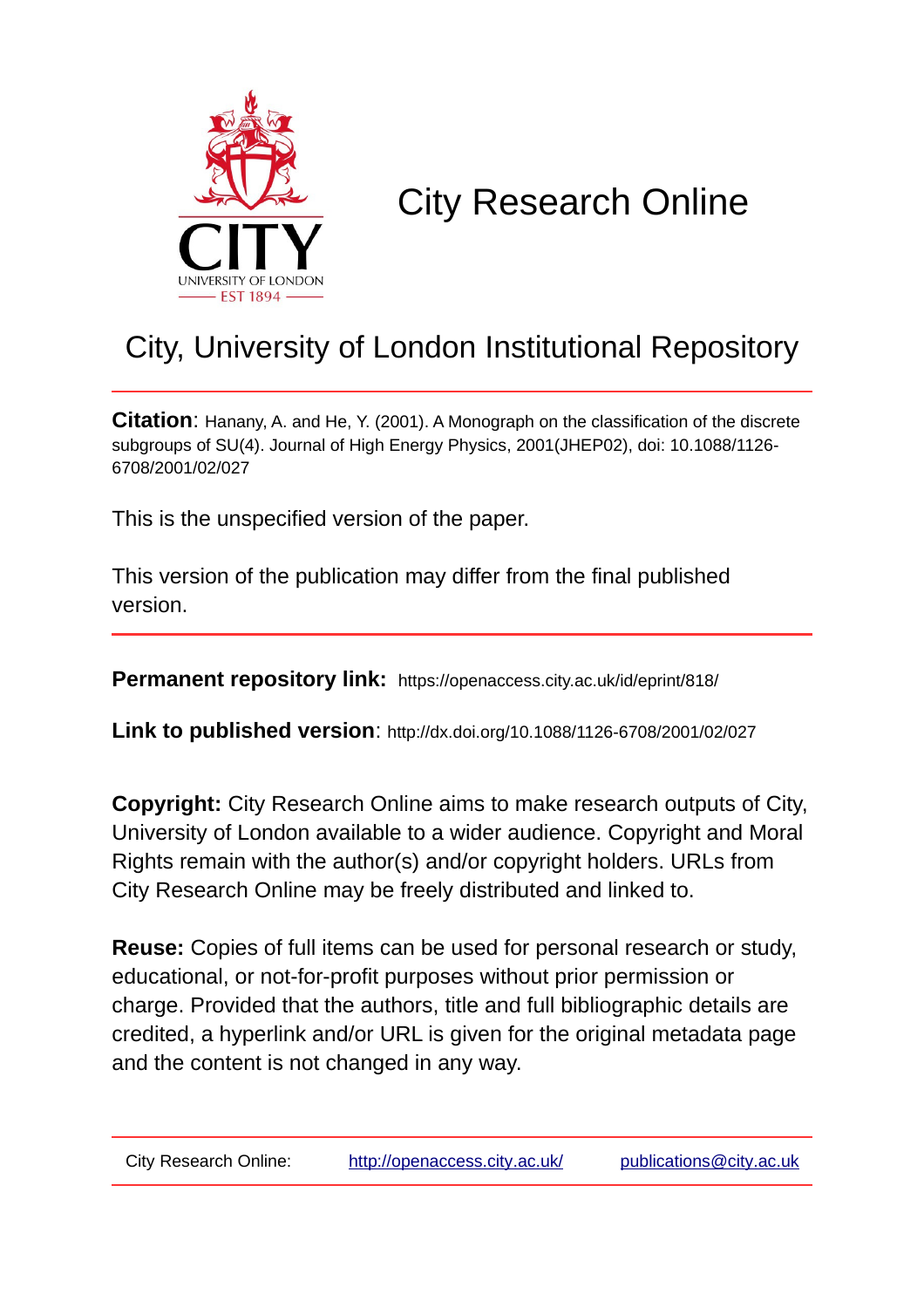# City Research Online

## City, University of London Institutional Repository

**Citation**: Hanany, A. and He, Y. (2001). A Monograph on the classification of the discrete subgroups of SU(4). Journal of High Energy Physics, 2001(JHEP02), doi: 10.1088/1126-6708/2001/02/027

This is the unspecified version of the paper.

This version of the publication may differ from the final published version.

**Permanent repository link:** https://openaccess.city.ac.uk/id/eprint/818/

**Link to published version**: http://dx.doi.org/10.1088/1126-6708/2001/02/027

**Copyright:** City Research Online aims to make research outputs of City, University of London available to a wider audience. Copyright and Moral Rights remain with the author(s) and/or copyright holders. URLs from City Research Online may be freely distributed and linked to.

**Reuse:** Copies of full items can be used for personal research or study, educational, or not-for-profit purposes without prior permission or charge. Provided that the authors, title and full bibliographic details are credited, a hyperlink and/or URL is given for the original metadata page and the content is not changed in any way.

City Research Online: http://openaccess.city.ac.uk/ publications@city.ac.uk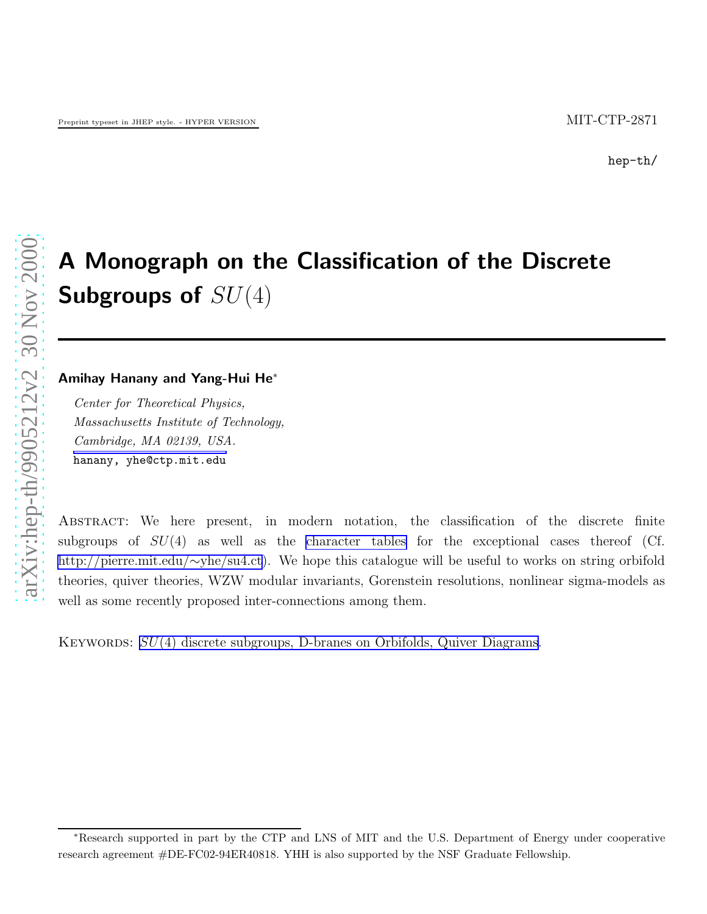Preprint typeset in JHEP style. - HYPER VERSION

MIT-CTP-2871

hep-th/

# A Monograph on the Classification of the Discrete Subgroups of $SU(4)$

**Amihay Hanany and Yang-Hui He***

*Center for Theoretical Physics,*
*Massachusetts Institute of Technology,*
*Cambridge, MA 02139, USA.*
hanany, yhe@ctp.mit.edu

Abstract: We here present, in modern notation, the classification of the discrete finite subgroups of $SU(4)$ as well as the character tables for the exceptional cases thereof (Cf. http://pierre.mit.edu/~yhe/su4.ct). We hope this catalogue will be useful to works on string orbifold theories, quiver theories, WZW modular invariants, Gorenstein resolutions, nonlinear sigma-models as well as some recently proposed inter-connections among them.

Keywords: $SU(4)$ discrete subgroups, D-branes on Orbifolds, Quiver Diagrams.

*Research supported in part by the CTP and LNS of MIT and the U.S. Department of Energy under cooperative research agreement #DE-FC02-94ER40818. YHH is also supported by the NSF Graduate Fellowship.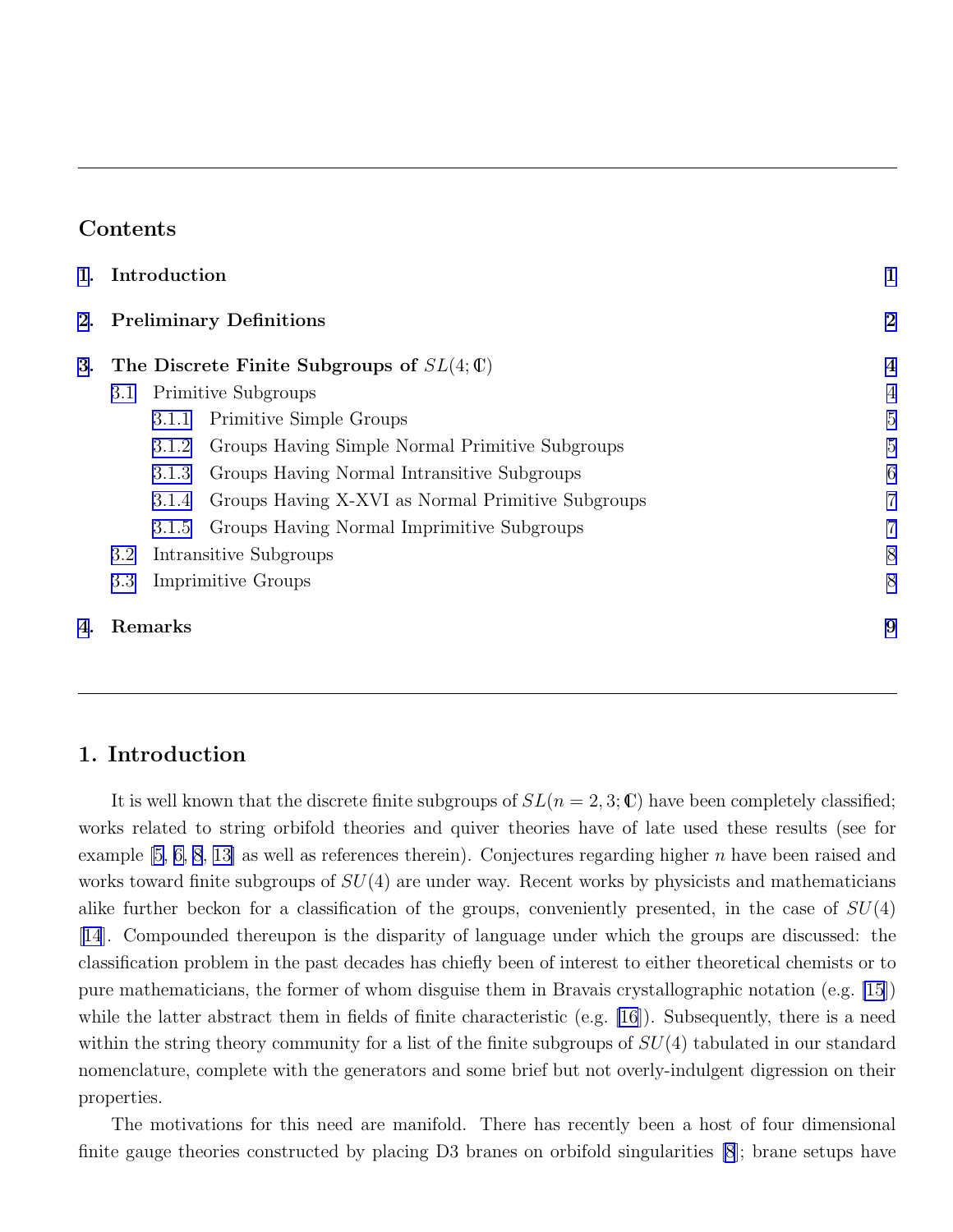## Contents

1. **Introduction** 1
2. **Preliminary Definitions** 2
3. **The Discrete Finite Subgroups of $SL(4;\mathbb{C})$** 4
   - 3.1 Primitive Subgroups 4
     - 3.1.1 Primitive Simple Groups 5
     - 3.1.2 Groups Having Simple Normal Primitive Subgroups 5
     - 3.1.3 Groups Having Normal Intransitive Subgroups 6
     - 3.1.4 Groups Having X-XVI as Normal Primitive Subgroups 7
     - 3.1.5 Groups Having Normal Imprimitive Subgroups 7
   - 3.2 Intransitive Subgroups 8
   - 3.3 Imprimitive Groups 8
4. **Remarks** 9

## 1. Introduction

It is well known that the discrete finite subgroups of $SL(n = 2, 3; \mathbb{C})$ have been completely classified; works related to string orbifold theories and quiver theories have of late used these results (see for example [5, 6, 8, 13] as well as references therein). Conjectures regarding higher $n$ have been raised and works toward finite subgroups of $SU(4)$ are under way. Recent works by physicists and mathematicians alike further beckon for a classification of the groups, conveniently presented, in the case of $SU(4)$ [14]. Compounded thereupon is the disparity of language under which the groups are discussed: the classification problem in the past decades has chiefly been of interest to either theoretical chemists or to pure mathematicians, the former of whom disguise them in Bravais crystallographic notation (e.g. [15]) while the latter abstract them in fields of finite characteristic (e.g. [16]). Subsequently, there is a need within the string theory community for a list of the finite subgroups of $SU(4)$ tabulated in our standard nomenclature, complete with the generators and some brief but not overly-indulgent digression on their properties.

The motivations for this need are manifold. There has recently been a host of four dimensional finite gauge theories constructed by placing D3 branes on orbifold singularities [8]; brane setups have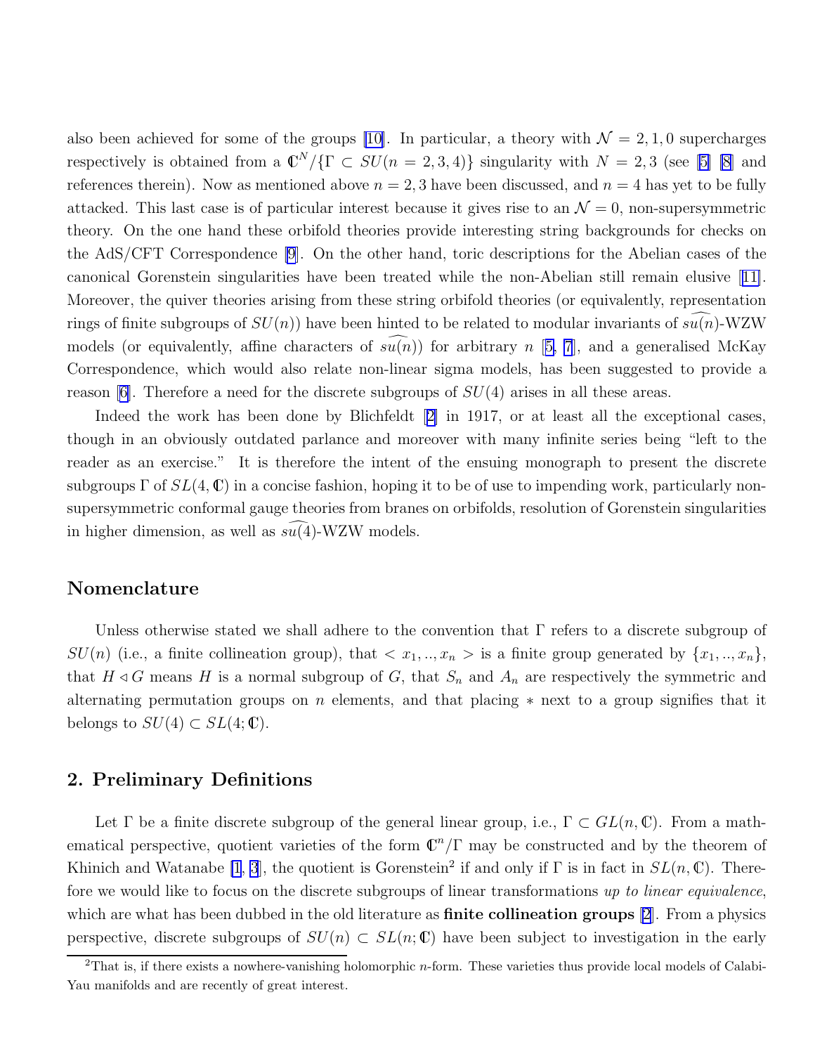also been achieved for some of the groups [10]. In particular, a theory with $\mathcal{N} = 2, 1, 0$ supercharges respectively is obtained from a $\mathbb{C}^N/\{\Gamma \subset SU(n = 2, 3, 4)\}$ singularity with $N = 2, 3$ (see [5] [8] and references therein). Now as mentioned above $n = 2, 3$ have been discussed, and $n = 4$ has yet to be fully attacked. This last case is of particular interest because it gives rise to an $\mathcal{N} = 0$, non-supersymmetric theory. On the one hand these orbifold theories provide interesting string backgrounds for checks on the AdS/CFT Correspondence [9]. On the other hand, toric descriptions for the Abelian cases of the canonical Gorenstein singularities have been treated while the non-Abelian still remain elusive [11]. Moreover, the quiver theories arising from these string orbifold theories (or equivalently, representation rings of finite subgroups of $SU(n)$) have been hinted to be related to modular invariants of $\widehat{su(n)}$-WZW models (or equivalently, affine characters of $\widehat{su(n)}$) for arbitrary $n$ [5, 7], and a generalised McKay Correspondence, which would also relate non-linear sigma models, has been suggested to provide a reason [6]. Therefore a need for the discrete subgroups of $SU(4)$ arises in all these areas.

Indeed the work has been done by Blichfeldt [2] in 1917, or at least all the exceptional cases, though in an obviously outdated parlance and moreover with many infinite series being "left to the reader as an exercise." It is therefore the intent of the ensuing monograph to present the discrete subgroups $\Gamma$ of $SL(4, \mathbb{C})$ in a concise fashion, hoping it to be of use to impending work, particularly non-supersymmetric conformal gauge theories from branes on orbifolds, resolution of Gorenstein singularities in higher dimension, as well as $\widehat{su(4)}$-WZW models.

### Nomenclature

Unless otherwise stated we shall adhere to the convention that $\Gamma$ refers to a discrete subgroup of $SU(n)$ (i.e., a finite collineation group), that $< x_1, .., x_n >$ is a finite group generated by $\{x_1, .., x_n\}$, that $H \lhd G$ means $H$ is a normal subgroup of $G$, that $S_n$ and $A_n$ are respectively the symmetric and alternating permutation groups on $n$ elements, and that placing $*$ next to a group signifies that it belongs to $SU(4) \subset SL(4; \mathbb{C})$.

## 2. Preliminary Definitions

Let $\Gamma$ be a finite discrete subgroup of the general linear group, i.e., $\Gamma \subset GL(n, \mathbb{C})$. From a mathematical perspective, quotient varieties of the form $\mathbb{C}^n/\Gamma$ may be constructed and by the theorem of Khinich and Watanabe [1, 3], the quotient is Gorenstein[2] if and only if $\Gamma$ is in fact in $SL(n, \mathbb{C})$. Therefore we would like to focus on the discrete subgroups of linear transformations *up to linear equivalence*, which are what has been dubbed in the old literature as **finite collineation groups** [2]. From a physics perspective, discrete subgroups of $SU(n) \subset SL(n; \mathbb{C})$ have been subject to investigation in the early

[2] That is, if there exists a nowhere-vanishing holomorphic $n$-form. These varieties thus provide local models of Calabi-Yau manifolds and are recently of great interest.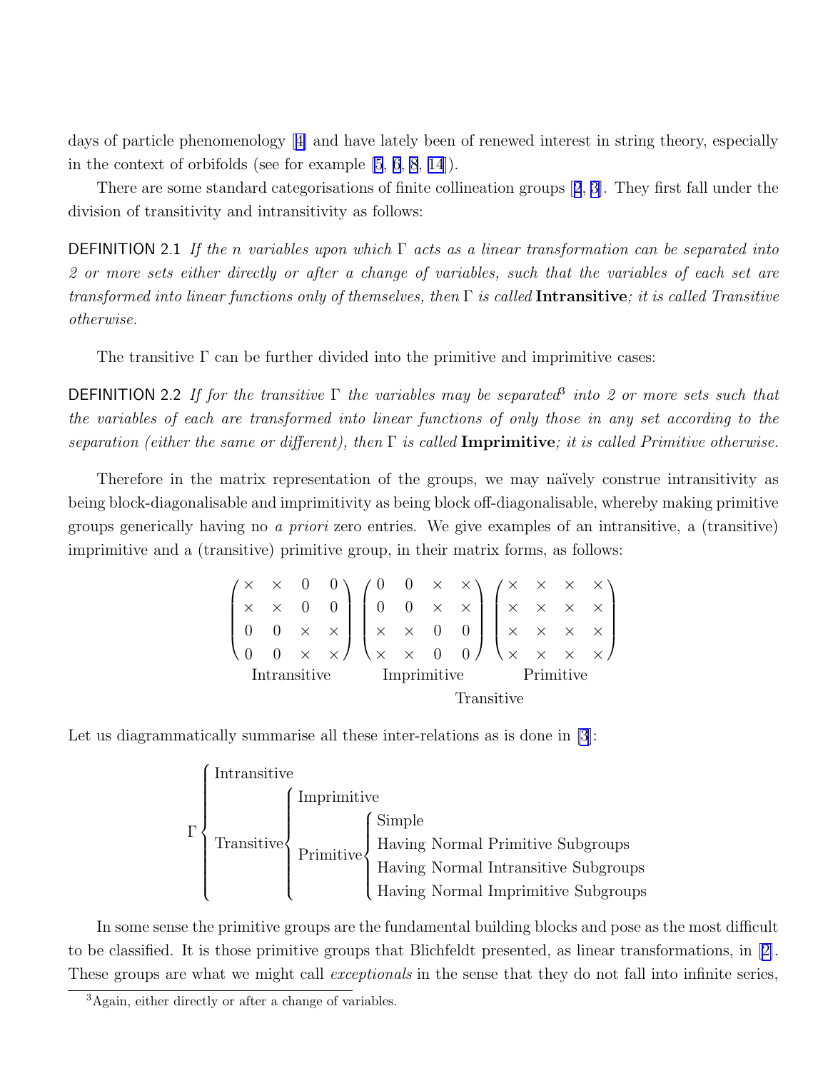days of particle phenomenology [4] and have lately been of renewed interest in string theory, especially in the context of orbifolds (see for example [5, 6, 8, 14]).

There are some standard categorisations of finite collineation groups [2, 3]. They first fall under the division of transitivity and intransitivity as follows:

DEFINITION 2.1 *If the $n$ variables upon which $\Gamma$ acts as a linear transformation can be separated into 2 or more sets either directly or after a change of variables, such that the variables of each set are transformed into linear functions only of themselves, then $\Gamma$ is called* **Intransitive***; it is called Transitive otherwise.*

The transitive $\Gamma$ can be further divided into the primitive and imprimitive cases:

DEFINITION 2.2 *If for the transitive $\Gamma$ the variables may be separated*[3] *into 2 or more sets such that the variables of each are transformed into linear functions of only those in any set according to the separation (either the same or different), then $\Gamma$ is called* **Imprimitive***; it is called Primitive otherwise.*

Therefore in the matrix representation of the groups, we may naïvely construe intransitivity as being block-diagonalisable and imprimitivity as being block off-diagonalisable, whereby making primitive groups generically having no *a priori* zero entries. We give examples of an intransitive, a (transitive) imprimitive and a (transitive) primitive group, in their matrix forms, as follows:

$$
\underbrace{\begin{pmatrix} \times & \times & 0 & 0 \\ \times & \times & 0 & 0 \\ 0 & 0 & \times & \times \\ 0 & 0 & \times & \times \end{pmatrix}}_{\text{Intransitive}}
\quad
\underbrace{\underbrace{\begin{pmatrix} 0 & 0 & \times & \times \\ 0 & 0 & \times & \times \\ \times & \times & 0 & 0 \\ \times & \times & 0 & 0 \end{pmatrix}}_{\text{Imprimitive}}
\quad
\underbrace{\begin{pmatrix} \times & \times & \times & \times \\ \times & \times & \times & \times \\ \times & \times & \times & \times \\ \times & \times & \times & \times \end{pmatrix}}_{\text{Primitive}}}_{\text{Transitive}}
$$

Let us diagrammatically summarise all these inter-relations as is done in [3]:

$$
\Gamma \begin{cases} \text{Intransitive} \\ \text{Transitive} \begin{cases} \text{Imprimitive} \\ \text{Primitive} \begin{cases} \text{Simple} \\ \text{Having Normal Primitive Subgroups} \\ \text{Having Normal Intransitive Subgroups} \\ \text{Having Normal Imprimitive Subgroups} \end{cases} \end{cases} \end{cases}
$$

In some sense the primitive groups are the fundamental building blocks and pose as the most difficult to be classified. It is those primitive groups that Blichfeldt presented, as linear transformations, in [2]. These groups are what we might call *exceptionals* in the sense that they do not fall into infinite series,

[3] Again, either directly or after a change of variables.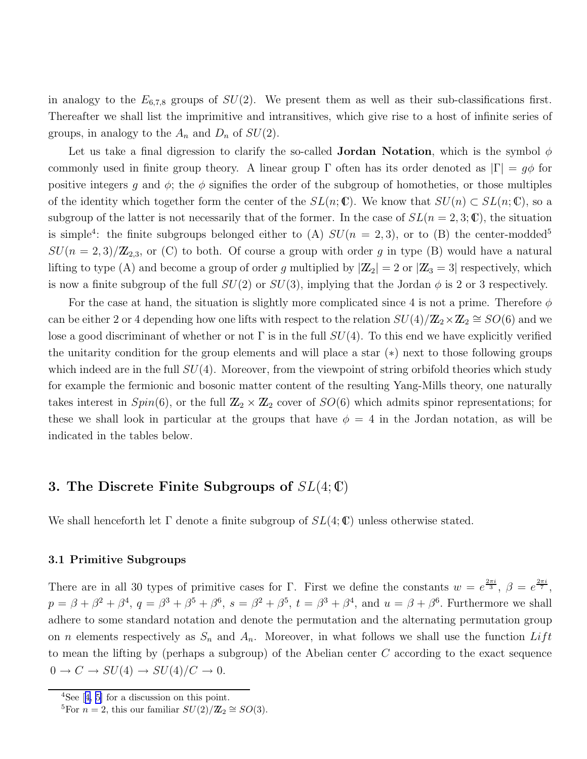in analogy to the $E_{6,7,8}$ groups of $SU(2)$. We present them as well as their sub-classifications first. Thereafter we shall list the imprimitive and intransitives, which give rise to a host of infinite series of groups, in analogy to the $A_n$ and $D_n$ of $SU(2)$.

Let us take a final digression to clarify the so-called **Jordan Notation**, which is the symbol $\phi$ commonly used in finite group theory. A linear group $\Gamma$ often has its order denoted as $|\Gamma| = g\phi$ for positive integers $g$ and $\phi$; the $\phi$ signifies the order of the subgroup of homotheties, or those multiples of the identity which together form the center of the $SL(n;\mathbb{C})$. We know that $SU(n) \subset SL(n;\mathbb{C})$, so a subgroup of the latter is not necessarily that of the former. In the case of $SL(n = 2,3;\mathbb{C})$, the situation is simple[4]: the finite subgroups belonged either to (A) $SU(n = 2,3)$, or to (B) the center-modded[5] $SU(n = 2,3)/\mathbb{Z}_{2,3}$, or (C) to both. Of course a group with order $g$ in type (B) would have a natural lifting to type (A) and become a group of order $g$ multiplied by $|\mathbb{Z}_2| = 2$ or $|\mathbb{Z}_3 = 3|$ respectively, which is now a finite subgroup of the full $SU(2)$ or $SU(3)$, implying that the Jordan $\phi$ is 2 or 3 respectively.

For the case at hand, the situation is slightly more complicated since 4 is not a prime. Therefore $\phi$ can be either 2 or 4 depending how one lifts with respect to the relation $SU(4)/\mathbb{Z}_2 \times \mathbb{Z}_2 \cong SO(6)$ and we lose a good discriminant of whether or not $\Gamma$ is in the full $SU(4)$. To this end we have explicitly verified the unitarity condition for the group elements and will place a star $(*)$ next to those following groups which indeed are in the full $SU(4)$. Moreover, from the viewpoint of string orbifold theories which study for example the fermionic and bosonic matter content of the resulting Yang-Mills theory, one naturally takes interest in $Spin(6)$, or the full $\mathbb{Z}_2 \times \mathbb{Z}_2$ cover of $SO(6)$ which admits spinor representations; for these we shall look in particular at the groups that have $\phi = 4$ in the Jordan notation, as will be indicated in the tables below.

## 3. The Discrete Finite Subgroups of $SL(4;\mathbb{C})$

We shall henceforth let $\Gamma$ denote a finite subgroup of $SL(4;\mathbb{C})$ unless otherwise stated.

### 3.1 Primitive Subgroups

There are in all 30 types of primitive cases for $\Gamma$. First we define the constants $w = e^{\frac{2\pi i}{3}}$, $\beta = e^{\frac{2\pi i}{7}}$, $p = \beta + \beta^2 + \beta^4$, $q = \beta^3 + \beta^5 + \beta^6$, $s = \beta^2 + \beta^5$, $t = \beta^3 + \beta^4$, and $u = \beta + \beta^6$. Furthermore we shall adhere to some standard notation and denote the permutation and the alternating permutation group on $n$ elements respectively as $S_n$ and $A_n$. Moreover, in what follows we shall use the function $Lift$ to mean the lifting by (perhaps a subgroup) of the Abelian center $C$ according to the exact sequence $0 \to C \to SU(4) \to SU(4)/C \to 0$.

[4] See [4, 5] for a discussion on this point.

[5] For $n = 2$, this our familiar $SU(2)/\mathbb{Z}_2 \cong SO(3)$.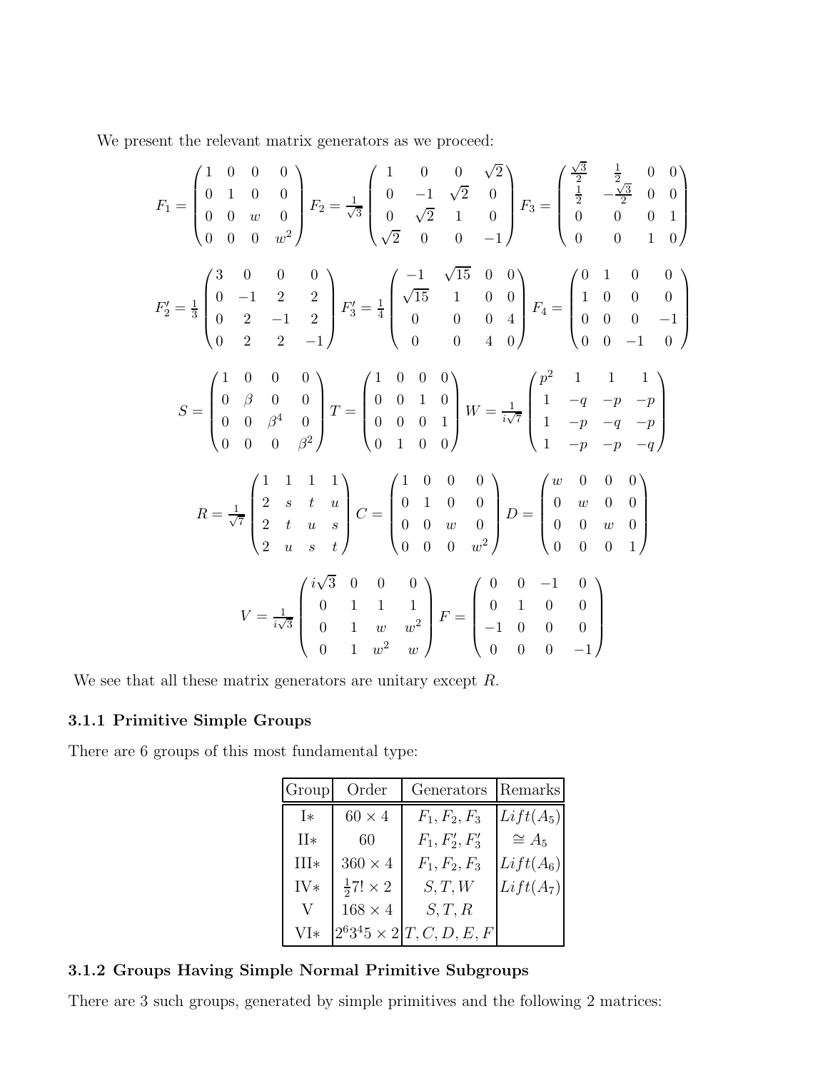We present the relevant matrix generators as we proceed:

$$F_1 = \begin{pmatrix} 1 & 0 & 0 & 0 \\ 0 & 1 & 0 & 0 \\ 0 & 0 & w & 0 \\ 0 & 0 & 0 & w^2 \end{pmatrix} F_2 = \frac{1}{\sqrt{3}} \begin{pmatrix} 1 & 0 & 0 & \sqrt{2} \\ 0 & -1 & \sqrt{2} & 0 \\ 0 & \sqrt{2} & 1 & 0 \\ \sqrt{2} & 0 & 0 & -1 \end{pmatrix} F_3 = \begin{pmatrix} \frac{\sqrt{3}}{2} & \frac{1}{2} & 0 & 0 \\ \frac{1}{2} & -\frac{\sqrt{3}}{2} & 0 & 0 \\ 0 & 0 & 0 & 1 \\ 0 & 0 & 1 & 0 \end{pmatrix}$$

$$F_2' = \frac{1}{3} \begin{pmatrix} 3 & 0 & 0 & 0 \\ 0 & -1 & 2 & 2 \\ 0 & 2 & -1 & 2 \\ 0 & 2 & 2 & -1 \end{pmatrix} F_3' = \frac{1}{4} \begin{pmatrix} -1 & \sqrt{15} & 0 & 0 \\ \sqrt{15} & 1 & 0 & 0 \\ 0 & 0 & 0 & 4 \\ 0 & 0 & 4 & 0 \end{pmatrix} F_4 = \begin{pmatrix} 0 & 1 & 0 & 0 \\ 1 & 0 & 0 & 0 \\ 0 & 0 & 0 & -1 \\ 0 & 0 & -1 & 0 \end{pmatrix}$$

$$S = \begin{pmatrix} 1 & 0 & 0 & 0 \\ 0 & \beta & 0 & 0 \\ 0 & 0 & \beta^4 & 0 \\ 0 & 0 & 0 & \beta^2 \end{pmatrix} T = \begin{pmatrix} 1 & 0 & 0 & 0 \\ 0 & 0 & 1 & 0 \\ 0 & 0 & 0 & 1 \\ 0 & 1 & 0 & 0 \end{pmatrix} W = \frac{1}{i\sqrt{7}} \begin{pmatrix} p^2 & 1 & 1 & 1 \\ 1 & -q & -p & -p \\ 1 & -p & -q & -p \\ 1 & -p & -p & -q \end{pmatrix}$$

$$R = \frac{1}{\sqrt{7}} \begin{pmatrix} 1 & 1 & 1 & 1 \\ 2 & s & t & u \\ 2 & t & u & s \\ 2 & u & s & t \end{pmatrix} C = \begin{pmatrix} 1 & 0 & 0 & 0 \\ 0 & 1 & 0 & 0 \\ 0 & 0 & w & 0 \\ 0 & 0 & 0 & w^2 \end{pmatrix} D = \begin{pmatrix} w & 0 & 0 & 0 \\ 0 & w & 0 & 0 \\ 0 & 0 & w & 0 \\ 0 & 0 & 0 & 1 \end{pmatrix}$$

$$V = \frac{1}{i\sqrt{3}} \begin{pmatrix} i\sqrt{3} & 0 & 0 & 0 \\ 0 & 1 & 1 & 1 \\ 0 & 1 & w & w^2 \\ 0 & 1 & w^2 & w \end{pmatrix} F = \begin{pmatrix} 0 & 0 & -1 & 0 \\ 0 & 1 & 0 & 0 \\ -1 & 0 & 0 & 0 \\ 0 & 0 & 0 & -1 \end{pmatrix}$$

We see that all these matrix generators are unitary except $R$.

### 3.1.1 Primitive Simple Groups

There are 6 groups of this most fundamental type:

| Group | Order | Generators | Remarks |
|---|---|---|---|
| I* | $60 \times 4$ | $F_1, F_2, F_3$ | $Lift(A_5)$ |
| II* | 60 | $F_1, F_2', F_3'$ | $\cong A_5$ |
| III* | $360 \times 4$ | $F_1, F_2, F_3$ | $Lift(A_6)$ |
| IV* | $\frac{1}{2}7! \times 2$ | $S, T, W$ | $Lift(A_7)$ |
| V | $168 \times 4$ | $S, T, R$ | |
| VI* | $2^6 3^4 5 \times 2$ | $T, C, D, E, F$ | |

### 3.1.2 Groups Having Simple Normal Primitive Subgroups

There are 3 such groups, generated by simple primitives and the following 2 matrices: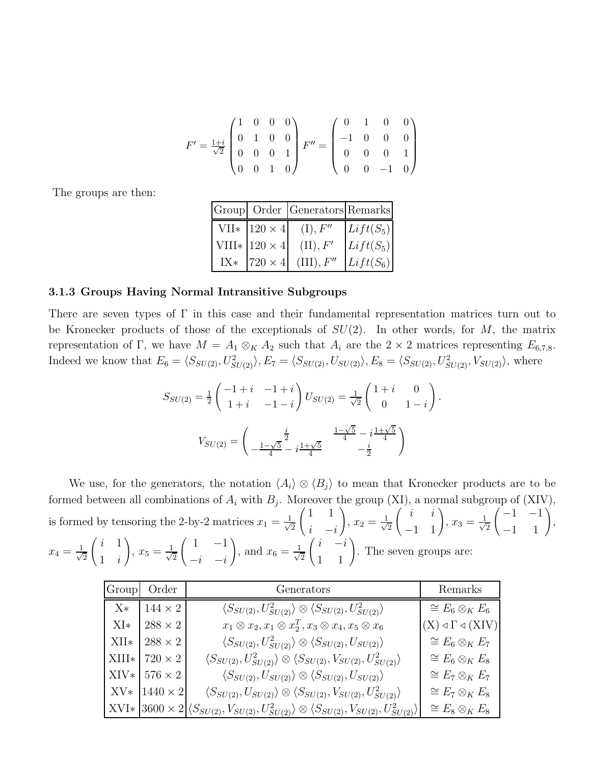$$F' = \frac{1+i}{\sqrt{2}} \begin{pmatrix} 1 & 0 & 0 & 0 \\ 0 & 1 & 0 & 0 \\ 0 & 0 & 0 & 1 \\ 0 & 0 & 1 & 0 \end{pmatrix} F'' = \begin{pmatrix} 0 & 1 & 0 & 0 \\ -1 & 0 & 0 & 0 \\ 0 & 0 & 0 & 1 \\ 0 & 0 & -1 & 0 \end{pmatrix}$$

The groups are then:

| Group | Order | Generators | Remarks |
|---|---|---|---|
| VII∗ | $120 \times 4$ | (I), $F''$ | $Lift(S_5)$ |
| VIII∗ | $120 \times 4$ | (II), $F'$ | $Lift(S_5)$ |
| IX∗ | $720 \times 4$ | (III), $F''$ | $Lift(S_6)$ |

### 3.1.3 Groups Having Normal Intransitive Subgroups

There are seven types of $\Gamma$ in this case and their fundamental representation matrices turn out to be Kronecker products of those of the exceptionals of $SU(2)$. In other words, for $M$, the matrix representation of $\Gamma$, we have $M = A_1 \otimes_K A_2$ such that $A_i$ are the $2 \times 2$ matrices representing $E_{6,7,8}$. Indeed we know that $E_6 = \langle S_{SU(2)}, U^2_{SU(2)} \rangle, E_7 = \langle S_{SU(2)}, U_{SU(2)} \rangle, E_8 = \langle S_{SU(2)}, U^2_{SU(2)}, V_{SU(2)} \rangle$, where

$$S_{SU(2)} = \frac{1}{2} \begin{pmatrix} -1+i & -1+i \\ 1+i & -1-i \end{pmatrix} U_{SU(2)} = \frac{1}{\sqrt{2}} \begin{pmatrix} 1+i & 0 \\ 0 & 1-i \end{pmatrix}.$$

$$V_{SU(2)} = \begin{pmatrix} \frac{i}{2} & \frac{1-\sqrt{5}}{4} - i\frac{1+\sqrt{5}}{4} \\ -\frac{1-\sqrt{5}}{4} - i\frac{1+\sqrt{5}}{4} & -\frac{i}{2} \end{pmatrix}$$

We use, for the generators, the notation $\langle A_i \rangle \otimes \langle B_j \rangle$ to mean that Kronecker products are to be formed between all combinations of $A_i$ with $B_j$. Moreover the group (XI), a normal subgroup of (XIV), is formed by tensoring the 2-by-2 matrices $x_1 = \frac{1}{\sqrt{2}} \begin{pmatrix} 1 & 1 \\ i & -i \end{pmatrix}$, $x_2 = \frac{1}{\sqrt{2}} \begin{pmatrix} i & i \\ -1 & 1 \end{pmatrix}$, $x_3 = \frac{1}{\sqrt{2}} \begin{pmatrix} -1 & -1 \\ -1 & 1 \end{pmatrix}$, $x_4 = \frac{1}{\sqrt{2}} \begin{pmatrix} i & 1 \\ 1 & i \end{pmatrix}$, $x_5 = \frac{1}{\sqrt{2}} \begin{pmatrix} 1 & -1 \\ -i & -i \end{pmatrix}$, and $x_6 = \frac{1}{\sqrt{2}} \begin{pmatrix} i & -i \\ 1 & 1 \end{pmatrix}$. The seven groups are:

| Group | Order | Generators | Remarks |
|---|---|---|---|
| X∗ | $144 \times 2$ | $\langle S_{SU(2)}, U^2_{SU(2)} \rangle \otimes \langle S_{SU(2)}, U^2_{SU(2)} \rangle$ | $\cong E_6 \otimes_K E_6$ |
| XI∗ | $288 \times 2$ | $x_1 \otimes x_2, x_1 \otimes x_2^T, x_3 \otimes x_4, x_5 \otimes x_6$ | $(\text{X}) \triangleleft \Gamma \triangleleft (\text{XIV})$ |
| XII∗ | $288 \times 2$ | $\langle S_{SU(2)}, U^2_{SU(2)} \rangle \otimes \langle S_{SU(2)}, U_{SU(2)} \rangle$ | $\cong E_6 \otimes_K E_7$ |
| XIII∗ | $720 \times 2$ | $\langle S_{SU(2)}, U^2_{SU(2)} \rangle \otimes \langle S_{SU(2)}, V_{SU(2)}, U^2_{SU(2)} \rangle$ | $\cong E_6 \otimes_K E_8$ |
| XIV∗ | $576 \times 2$ | $\langle S_{SU(2)}, U_{SU(2)} \rangle \otimes \langle S_{SU(2)}, U_{SU(2)} \rangle$ | $\cong E_7 \otimes_K E_7$ |
| XV∗ | $1440 \times 2$ | $\langle S_{SU(2)}, U_{SU(2)} \rangle \otimes \langle S_{SU(2)}, V_{SU(2)}, U^2_{SU(2)} \rangle$ | $\cong E_7 \otimes_K E_8$ |
| XVI∗ | $3600 \times 2$ | $\langle S_{SU(2)}, V_{SU(2)}, U^2_{SU(2)} \rangle \otimes \langle S_{SU(2)}, V_{SU(2)}, U^2_{SU(2)} \rangle$ | $\cong E_8 \otimes_K E_8$ |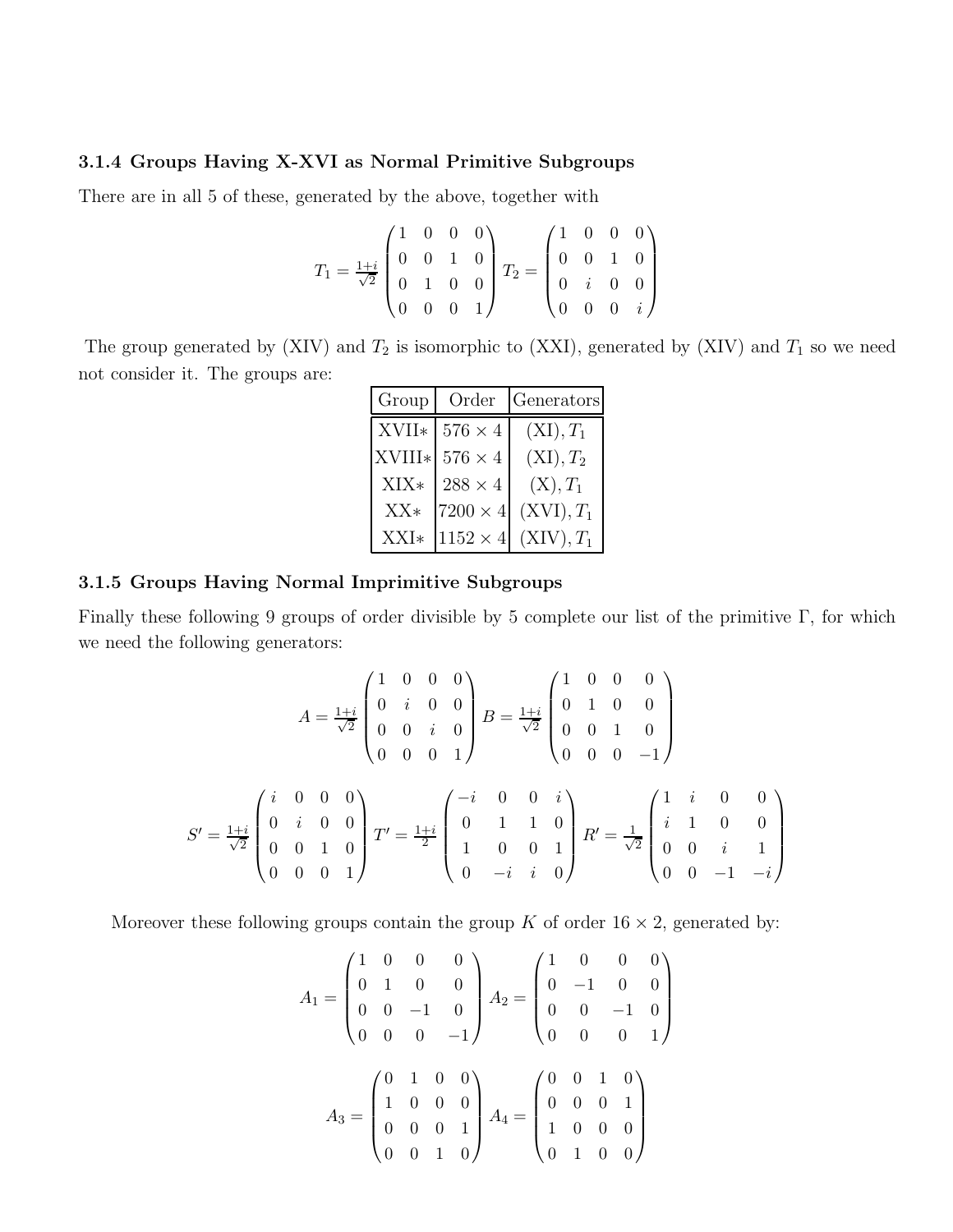### 3.1.4 Groups Having X-XVI as Normal Primitive Subgroups

There are in all 5 of these, generated by the above, together with

$$T_1 = \frac{1+i}{\sqrt{2}} \begin{pmatrix} 1 & 0 & 0 & 0 \\ 0 & 0 & 1 & 0 \\ 0 & 1 & 0 & 0 \\ 0 & 0 & 0 & 1 \end{pmatrix} T_2 = \begin{pmatrix} 1 & 0 & 0 & 0 \\ 0 & 0 & 1 & 0 \\ 0 & i & 0 & 0 \\ 0 & 0 & 0 & i \end{pmatrix}$$

The group generated by (XIV) and $T_2$ is isomorphic to (XXI), generated by (XIV) and $T_1$ so we need not consider it. The groups are:

| Group | Order | Generators |
|---|---|---|
| XVII$*$ | $576 \times 4$ | (XI), $T_1$ |
| XVIII$*$ | $576 \times 4$ | (XI), $T_2$ |
| XIX$*$ | $288 \times 4$ | (X), $T_1$ |
| XX$*$ | $7200 \times 4$ | (XVI), $T_1$ |
| XXI$*$ | $1152 \times 4$ | (XIV), $T_1$ |

### 3.1.5 Groups Having Normal Imprimitive Subgroups

Finally these following 9 groups of order divisible by 5 complete our list of the primitive $\Gamma$, for which we need the following generators:

$$A = \frac{1+i}{\sqrt{2}} \begin{pmatrix} 1 & 0 & 0 & 0 \\ 0 & i & 0 & 0 \\ 0 & 0 & i & 0 \\ 0 & 0 & 0 & 1 \end{pmatrix} B = \frac{1+i}{\sqrt{2}} \begin{pmatrix} 1 & 0 & 0 & 0 \\ 0 & 1 & 0 & 0 \\ 0 & 0 & 1 & 0 \\ 0 & 0 & 0 & -1 \end{pmatrix}$$

$$S' = \frac{1+i}{\sqrt{2}} \begin{pmatrix} i & 0 & 0 & 0 \\ 0 & i & 0 & 0 \\ 0 & 0 & 1 & 0 \\ 0 & 0 & 0 & 1 \end{pmatrix} T' = \frac{1+i}{2} \begin{pmatrix} -i & 0 & 0 & i \\ 0 & 1 & 1 & 0 \\ 1 & 0 & 0 & 1 \\ 0 & -i & i & 0 \end{pmatrix} R' = \frac{1}{\sqrt{2}} \begin{pmatrix} 1 & i & 0 & 0 \\ i & 1 & 0 & 0 \\ 0 & 0 & i & 1 \\ 0 & 0 & -1 & -i \end{pmatrix}$$

Moreover these following groups contain the group $K$ of order $16 \times 2$, generated by:

$$A_1 = \begin{pmatrix} 1 & 0 & 0 & 0 \\ 0 & 1 & 0 & 0 \\ 0 & 0 & -1 & 0 \\ 0 & 0 & 0 & -1 \end{pmatrix} A_2 = \begin{pmatrix} 1 & 0 & 0 & 0 \\ 0 & -1 & 0 & 0 \\ 0 & 0 & -1 & 0 \\ 0 & 0 & 0 & 1 \end{pmatrix}$$

$$A_3 = \begin{pmatrix} 0 & 1 & 0 & 0 \\ 1 & 0 & 0 & 0 \\ 0 & 0 & 0 & 1 \\ 0 & 0 & 1 & 0 \end{pmatrix} A_4 = \begin{pmatrix} 0 & 0 & 1 & 0 \\ 0 & 0 & 0 & 1 \\ 1 & 0 & 0 & 0 \\ 0 & 1 & 0 & 0 \end{pmatrix}$$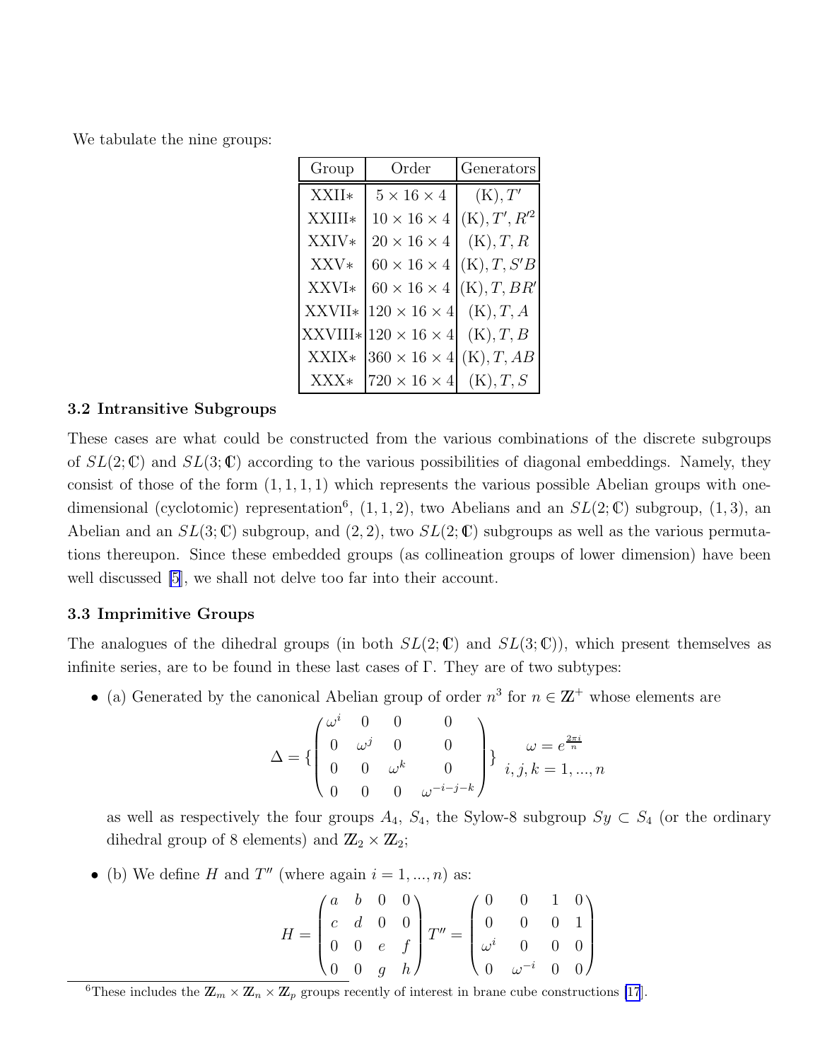We tabulate the nine groups:

| Group | Order | Generators |
|---|---|---|
| XXII∗ | $5 \times 16 \times 4$ | $(\mathrm{K}), T'$ |
| XXIII∗ | $10 \times 16 \times 4$ | $(\mathrm{K}), T', R'^2$ |
| XXIV∗ | $20 \times 16 \times 4$ | $(\mathrm{K}), T, R$ |
| XXV∗ | $60 \times 16 \times 4$ | $(\mathrm{K}), T, S'B$ |
| XXVI∗ | $60 \times 16 \times 4$ | $(\mathrm{K}), T, BR'$ |
| XXVII∗ | $120 \times 16 \times 4$ | $(\mathrm{K}), T, A$ |
| XXVIII∗ | $120 \times 16 \times 4$ | $(\mathrm{K}), T, B$ |
| XXIX∗ | $360 \times 16 \times 4$ | $(\mathrm{K}), T, AB$ |
| XXX∗ | $720 \times 16 \times 4$ | $(\mathrm{K}), T, S$ |

### 3.2 Intransitive Subgroups

These cases are what could be constructed from the various combinations of the discrete subgroups of $SL(2;\mathbb{C})$ and $SL(3;\mathbb{C})$ according to the various possibilities of diagonal embeddings. Namely, they consist of those of the form $(1,1,1,1)$ which represents the various possible Abelian groups with one-dimensional (cyclotomic) representation[6], $(1,1,2)$, two Abelians and an $SL(2;\mathbb{C})$ subgroup, $(1,3)$, an Abelian and an $SL(3;\mathbb{C})$ subgroup, and $(2,2)$, two $SL(2;\mathbb{C})$ subgroups as well as the various permutations thereupon. Since these embedded groups (as collineation groups of lower dimension) have been well discussed [5], we shall not delve too far into their account.

### 3.3 Imprimitive Groups

The analogues of the dihedral groups (in both $SL(2;\mathbb{C})$ and $SL(3;\mathbb{C})$), which present themselves as infinite series, are to be found in these last cases of $\Gamma$. They are of two subtypes:

- (a) Generated by the canonical Abelian group of order $n^3$ for $n \in \mathbb{Z}^+$ whose elements are

$$\Delta = \left\{ \begin{pmatrix} \omega^i & 0 & 0 & 0 \\ 0 & \omega^j & 0 & 0 \\ 0 & 0 & \omega^k & 0 \\ 0 & 0 & 0 & \omega^{-i-j-k} \end{pmatrix} \right\} \quad \begin{matrix} \omega = e^{\frac{2\pi i}{n}} \\ i,j,k = 1,...,n \end{matrix}$$

  as well as respectively the four groups $A_4$, $S_4$, the Sylow-8 subgroup $Sy \subset S_4$ (or the ordinary dihedral group of 8 elements) and $\mathbb{Z}_2 \times \mathbb{Z}_2$;

- (b) We define $H$ and $T''$ (where again $i = 1,...,n$) as:

$$H = \begin{pmatrix} a & b & 0 & 0 \\ c & d & 0 & 0 \\ 0 & 0 & e & f \\ 0 & 0 & g & h \end{pmatrix} T'' = \begin{pmatrix} 0 & 0 & 1 & 0 \\ 0 & 0 & 0 & 1 \\ \omega^i & 0 & 0 & 0 \\ 0 & \omega^{-i} & 0 & 0 \end{pmatrix}$$

[6]These includes the $\mathbb{Z}_m \times \mathbb{Z}_n \times \mathbb{Z}_p$ groups recently of interest in brane cube constructions [17].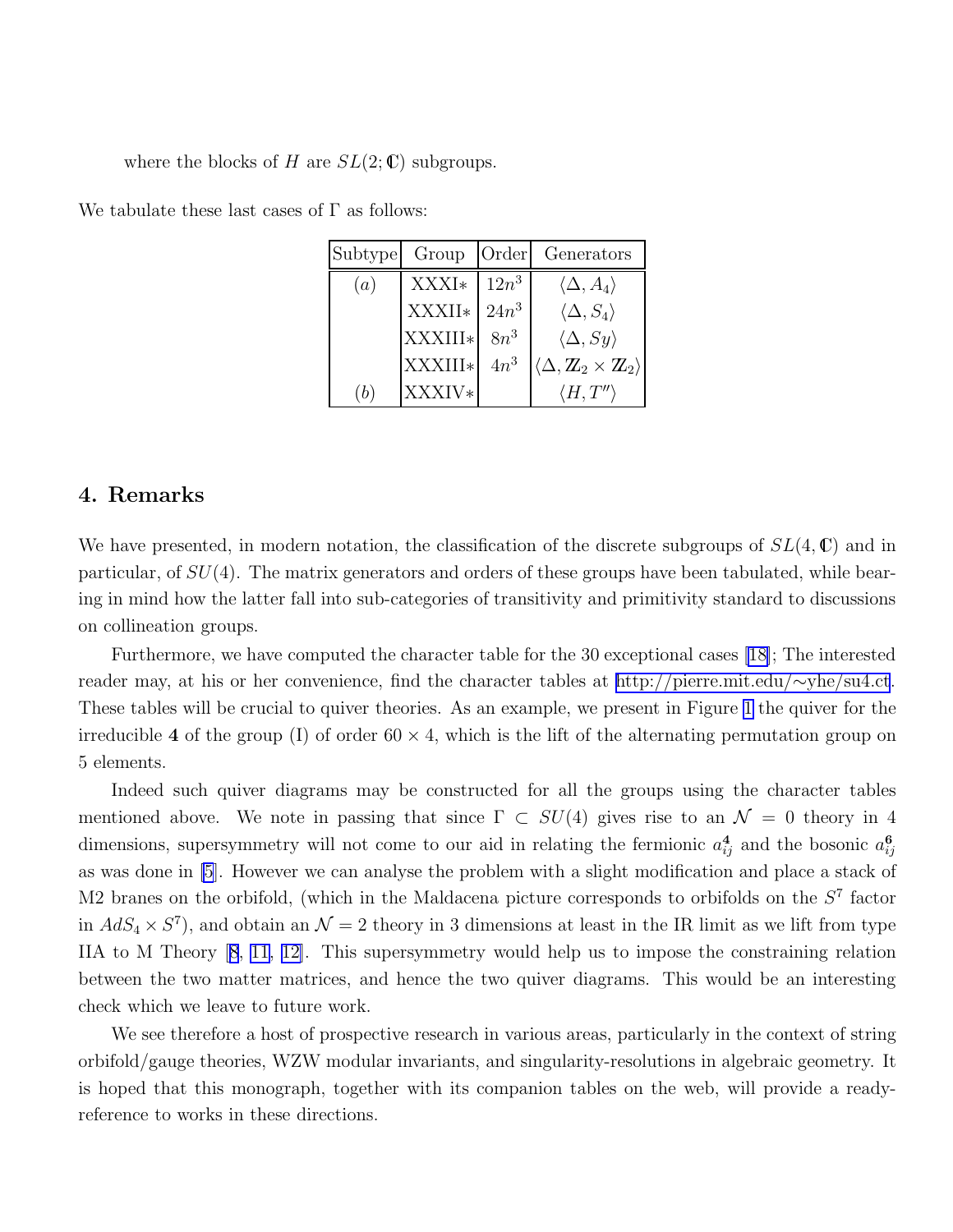where the blocks of $H$ are $SL(2;\mathbb{C})$ subgroups.

We tabulate these last cases of $\Gamma$ as follows:

| Subtype | Group | Order | Generators |
|---|---|---|---|
| $(a)$ | XXXI∗ | $12n^3$ | $\langle \Delta, A_4 \rangle$ |
| | XXXII∗ | $24n^3$ | $\langle \Delta, S_4 \rangle$ |
| | XXXIII∗ | $8n^3$ | $\langle \Delta, Sy \rangle$ |
| | XXXIII∗ | $4n^3$ | $\langle \Delta, \mathbb{Z}_2 \times \mathbb{Z}_2 \rangle$ |
| $(b)$ | XXXIV∗ | | $\langle H, T'' \rangle$ |

## 4. Remarks

We have presented, in modern notation, the classification of the discrete subgroups of $SL(4,\mathbb{C})$ and in particular, of $SU(4)$. The matrix generators and orders of these groups have been tabulated, while bearing in mind how the latter fall into sub-categories of transitivity and primitivity standard to discussions on collineation groups.

Furthermore, we have computed the character table for the 30 exceptional cases [18]; The interested reader may, at his or her convenience, find the character tables at http://pierre.mit.edu/∼yhe/su4.ct. These tables will be crucial to quiver theories. As an example, we present in Figure 1 the quiver for the irreducible **4** of the group (I) of order $60 \times 4$, which is the lift of the alternating permutation group on 5 elements.

Indeed such quiver diagrams may be constructed for all the groups using the character tables mentioned above. We note in passing that since $\Gamma \subset SU(4)$ gives rise to an $\mathcal{N} = 0$ theory in 4 dimensions, supersymmetry will not come to our aid in relating the fermionic $a_{ij}^{\mathbf{4}}$ and the bosonic $a_{ij}^{\mathbf{6}}$ as was done in [5]. However we can analyse the problem with a slight modification and place a stack of M2 branes on the orbifold, (which in the Maldacena picture corresponds to orbifolds on the $S^7$ factor in $AdS_4 \times S^7$), and obtain an $\mathcal{N} = 2$ theory in 3 dimensions at least in the IR limit as we lift from type IIA to M Theory [8, 11, 12]. This supersymmetry would help us to impose the constraining relation between the two matter matrices, and hence the two quiver diagrams. This would be an interesting check which we leave to future work.

We see therefore a host of prospective research in various areas, particularly in the context of string orbifold/gauge theories, WZW modular invariants, and singularity-resolutions in algebraic geometry. It is hoped that this monograph, together with its companion tables on the web, will provide a ready-reference to works in these directions.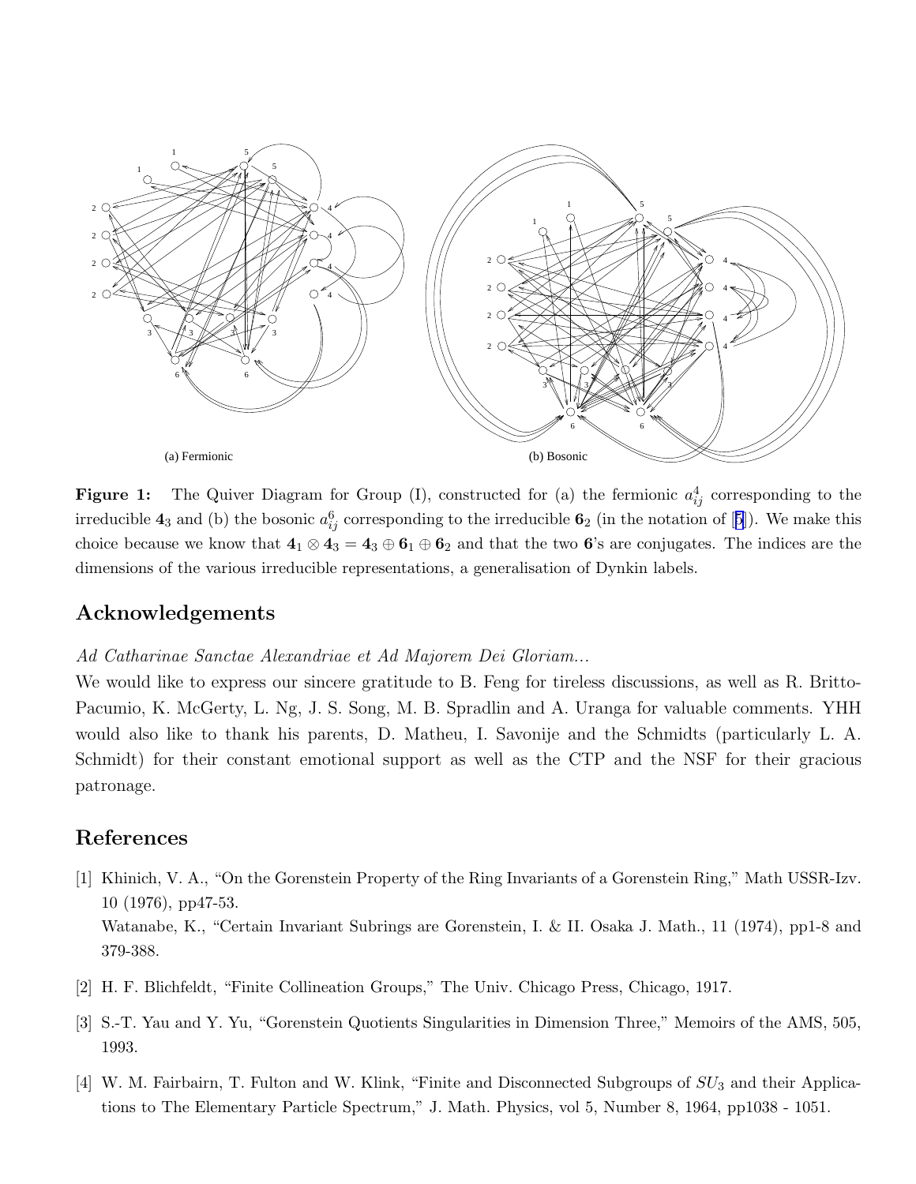(a) Fermionic

(b) Bosonic

**Figure 1:** The Quiver Diagram for Group (I), constructed for (a) the fermionic $a^4_{ij}$ corresponding to the irreducible $\mathbf{4}_3$ and (b) the bosonic $a^6_{ij}$ corresponding to the irreducible $\mathbf{6}_2$ (in the notation of [5]). We make this choice because we know that $\mathbf{4}_1 \otimes \mathbf{4}_3 = \mathbf{4}_3 \oplus \mathbf{6}_1 \oplus \mathbf{6}_2$ and that the two $\mathbf{6}$'s are conjugates. The indices are the dimensions of the various irreducible representations, a generalisation of Dynkin labels.

## Acknowledgements

*Ad Catharinae Sanctae Alexandriae et Ad Majorem Dei Gloriam...*

We would like to express our sincere gratitude to B. Feng for tireless discussions, as well as R. Britto-Pacumio, K. McGerty, L. Ng, J. S. Song, M. B. Spradlin and A. Uranga for valuable comments. YHH would also like to thank his parents, D. Matheu, I. Savonije and the Schmidts (particularly L. A. Schmidt) for their constant emotional support as well as the CTP and the NSF for their gracious patronage.

## References

[1] Khinich, V. A., "On the Gorenstein Property of the Ring Invariants of a Gorenstein Ring," Math USSR-Izv. 10 (1976), pp47-53.
Watanabe, K., "Certain Invariant Subrings are Gorenstein, I. & II. Osaka J. Math., 11 (1974), pp1-8 and 379-388.

[2] H. F. Blichfeldt, "Finite Collineation Groups," The Univ. Chicago Press, Chicago, 1917.

[3] S.-T. Yau and Y. Yu, "Gorenstein Quotients Singularities in Dimension Three," Memoirs of the AMS, 505, 1993.

[4] W. M. Fairbairn, T. Fulton and W. Klink, "Finite and Disconnected Subgroups of $SU_3$ and their Applications to The Elementary Particle Spectrum," J. Math. Physics, vol 5, Number 8, 1964, pp1038 - 1051.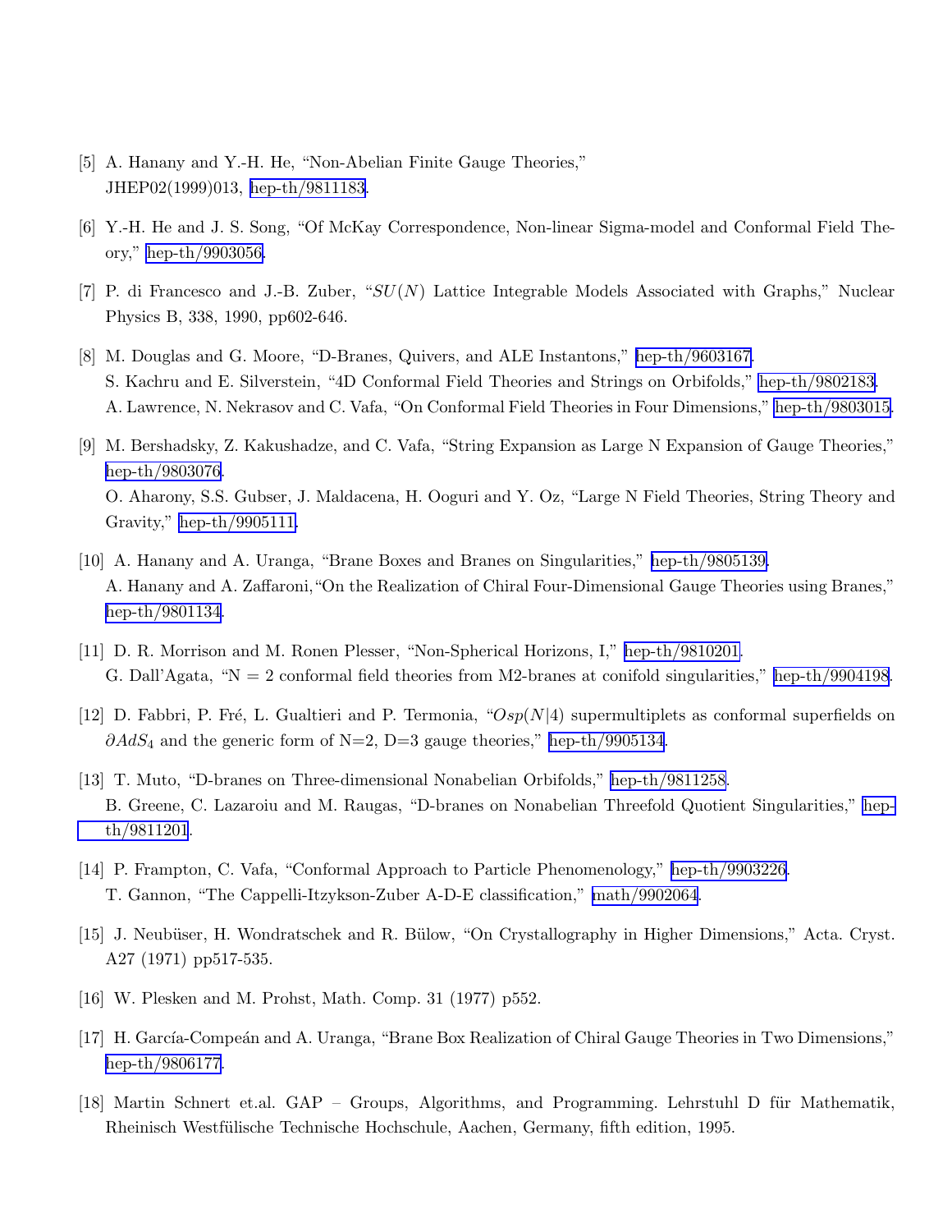[5] A. Hanany and Y.-H. He, “Non-Abelian Finite Gauge Theories,” JHEP02(1999)013, hep-th/9811183.

[6] Y.-H. He and J. S. Song, “Of McKay Correspondence, Non-linear Sigma-model and Conformal Field Theory,” hep-th/9903056.

[7] P. di Francesco and J.-B. Zuber, “$SU(N)$ Lattice Integrable Models Associated with Graphs,” Nuclear Physics B, 338, 1990, pp602-646.

[8] M. Douglas and G. Moore, “D-Branes, Quivers, and ALE Instantons,” hep-th/9603167.
S. Kachru and E. Silverstein, “4D Conformal Field Theories and Strings on Orbifolds,” hep-th/9802183.
A. Lawrence, N. Nekrasov and C. Vafa, “On Conformal Field Theories in Four Dimensions,” hep-th/9803015.

[9] M. Bershadsky, Z. Kakushadze, and C. Vafa, “String Expansion as Large N Expansion of Gauge Theories,” hep-th/9803076.
O. Aharony, S.S. Gubser, J. Maldacena, H. Ooguri and Y. Oz, “Large N Field Theories, String Theory and Gravity,” hep-th/9905111.

[10] A. Hanany and A. Uranga, “Brane Boxes and Branes on Singularities,” hep-th/9805139.
A. Hanany and A. Zaffaroni,“On the Realization of Chiral Four-Dimensional Gauge Theories using Branes,” hep-th/9801134.

[11] D. R. Morrison and M. Ronen Plesser, “Non-Spherical Horizons, I,” hep-th/9810201.
G. Dall'Agata, “N = 2 conformal field theories from M2-branes at conifold singularities,” hep-th/9904198.

[12] D. Fabbri, P. Fré, L. Gualtieri and P. Termonia, “$Osp(N|4)$ supermultiplets as conformal superfields on $\partial AdS_4$ and the generic form of N=2, D=3 gauge theories,” hep-th/9905134.

[13] T. Muto, “D-branes on Three-dimensional Nonabelian Orbifolds,” hep-th/9811258.
B. Greene, C. Lazaroiu and M. Raugas, “D-branes on Nonabelian Threefold Quotient Singularities,” hep-th/9811201.

[14] P. Frampton, C. Vafa, “Conformal Approach to Particle Phenomenology,” hep-th/9903226.
T. Gannon, “The Cappelli-Itzykson-Zuber A-D-E classification,” math/9902064.

[15] J. Neubüser, H. Wondratschek and R. Bülow, “On Crystallography in Higher Dimensions,” Acta. Cryst. A27 (1971) pp517-535.

[16] W. Plesken and M. Prohst, Math. Comp. 31 (1977) p552.

[17] H. García-Compeán and A. Uranga, “Brane Box Realization of Chiral Gauge Theories in Two Dimensions,” hep-th/9806177.

[18] Martin Schnert et.al. GAP – Groups, Algorithms, and Programming. Lehrstuhl D für Mathematik, Rheinisch Westfülische Technische Hochschule, Aachen, Germany, fifth edition, 1995.